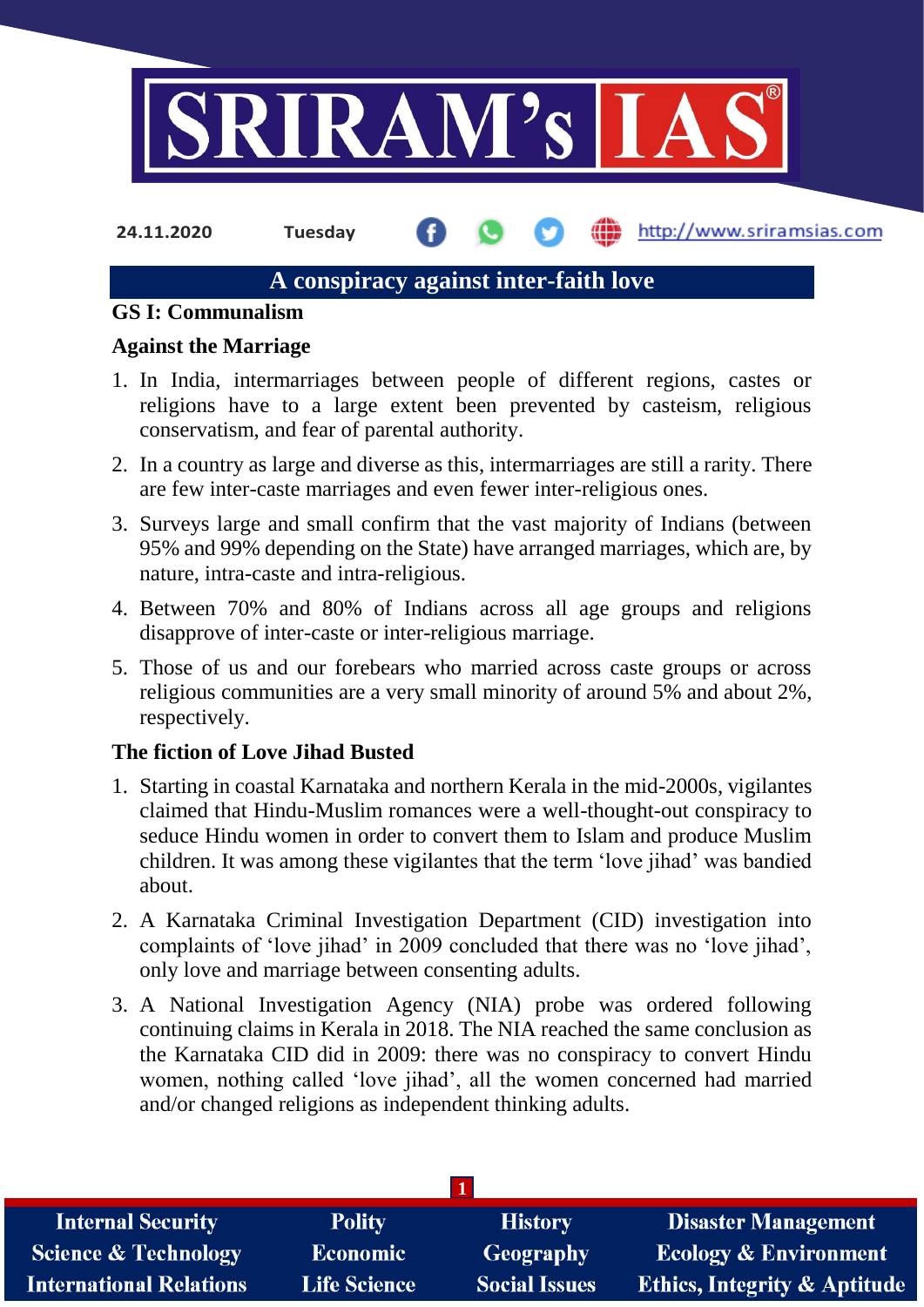24.11.2020 Tuesday http://www.sriramsias.com

# A conspiracy against inter-faith love

## GS I: Communalism

### Against the Marriage

1. In India, intermarriages between people of different regions, castes or religions have to a large extent been prevented by casteism, religious conservatism, and fear of parental authority.
2. In a country as large and diverse as this, intermarriages are still a rarity. There are few inter-caste marriages and even fewer inter-religious ones.
3. Surveys large and small confirm that the vast majority of Indians (between 95% and 99% depending on the State) have arranged marriages, which are, by nature, intra-caste and intra-religious.
4. Between 70% and 80% of Indians across all age groups and religions disapprove of inter-caste or inter-religious marriage.
5. Those of us and our forebears who married across caste groups or across religious communities are a very small minority of around 5% and about 2%, respectively.

### The fiction of Love Jihad Busted

1. Starting in coastal Karnataka and northern Kerala in the mid-2000s, vigilantes claimed that Hindu-Muslim romances were a well-thought-out conspiracy to seduce Hindu women in order to convert them to Islam and produce Muslim children. It was among these vigilantes that the term 'love jihad' was bandied about.
2. A Karnataka Criminal Investigation Department (CID) investigation into complaints of 'love jihad' in 2009 concluded that there was no 'love jihad', only love and marriage between consenting adults.
3. A National Investigation Agency (NIA) probe was ordered following continuing claims in Kerala in 2018. The NIA reached the same conclusion as the Karnataka CID did in 2009: there was no conspiracy to convert Hindu women, nothing called 'love jihad', all the women concerned had married and/or changed religions as independent thinking adults.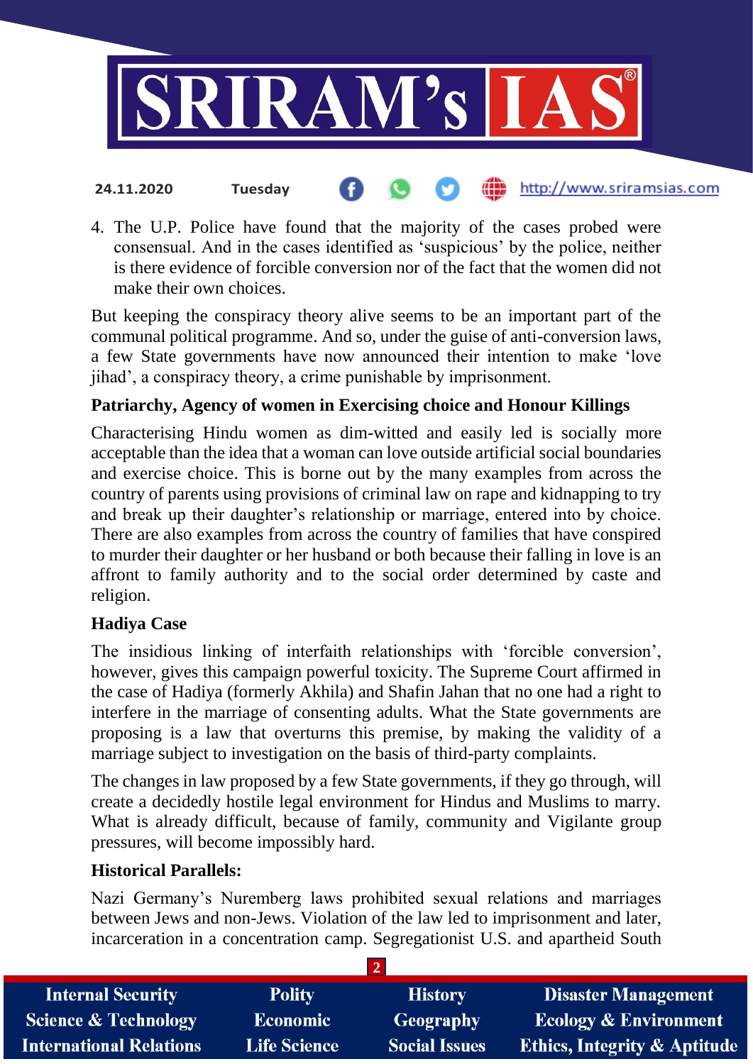4. The U.P. Police have found that the majority of the cases probed were consensual. And in the cases identified as 'suspicious' by the police, neither is there evidence of forcible conversion nor of the fact that the women did not make their own choices.

But keeping the conspiracy theory alive seems to be an important part of the communal political programme. And so, under the guise of anti-conversion laws, a few State governments have now announced their intention to make 'love jihad', a conspiracy theory, a crime punishable by imprisonment.

**Patriarchy, Agency of women in Exercising choice and Honour Killings**

Characterising Hindu women as dim-witted and easily led is socially more acceptable than the idea that a woman can love outside artificial social boundaries and exercise choice. This is borne out by the many examples from across the country of parents using provisions of criminal law on rape and kidnapping to try and break up their daughter's relationship or marriage, entered into by choice. There are also examples from across the country of families that have conspired to murder their daughter or her husband or both because their falling in love is an affront to family authority and to the social order determined by caste and religion.

**Hadiya Case**

The insidious linking of interfaith relationships with 'forcible conversion', however, gives this campaign powerful toxicity. The Supreme Court affirmed in the case of Hadiya (formerly Akhila) and Shafin Jahan that no one had a right to interfere in the marriage of consenting adults. What the State governments are proposing is a law that overturns this premise, by making the validity of a marriage subject to investigation on the basis of third-party complaints.

The changes in law proposed by a few State governments, if they go through, will create a decidedly hostile legal environment for Hindus and Muslims to marry. What is already difficult, because of family, community and Vigilante group pressures, will become impossibly hard.

**Historical Parallels:**

Nazi Germany's Nuremberg laws prohibited sexual relations and marriages between Jews and non-Jews. Violation of the law led to imprisonment and later, incarceration in a concentration camp. Segregationist U.S. and apartheid South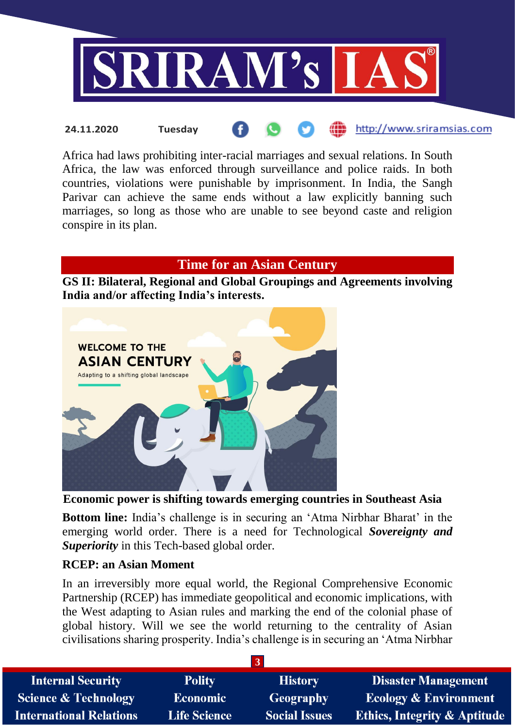Africa had laws prohibiting inter-racial marriages and sexual relations. In South Africa, the law was enforced through surveillance and police raids. In both countries, violations were punishable by imprisonment. In India, the Sangh Parivar can achieve the same ends without a law explicitly banning such marriages, so long as those who are unable to see beyond caste and religion conspire in its plan.

## Time for an Asian Century

**GS II: Bilateral, Regional and Global Groupings and Agreements involving India and/or affecting India's interests.**

**Economic power is shifting towards emerging countries in Southeast Asia**

**Bottom line:** India's challenge is in securing an 'Atma Nirbhar Bharat' in the emerging world order. There is a need for Technological ***Sovereignty and Superiority*** in this Tech-based global order.

**RCEP: an Asian Moment**

In an irreversibly more equal world, the Regional Comprehensive Economic Partnership (RCEP) has immediate geopolitical and economic implications, with the West adapting to Asian rules and marking the end of the colonial phase of global history. Will we see the world returning to the centrality of Asian civilisations sharing prosperity. India's challenge is in securing an 'Atma Nirbhar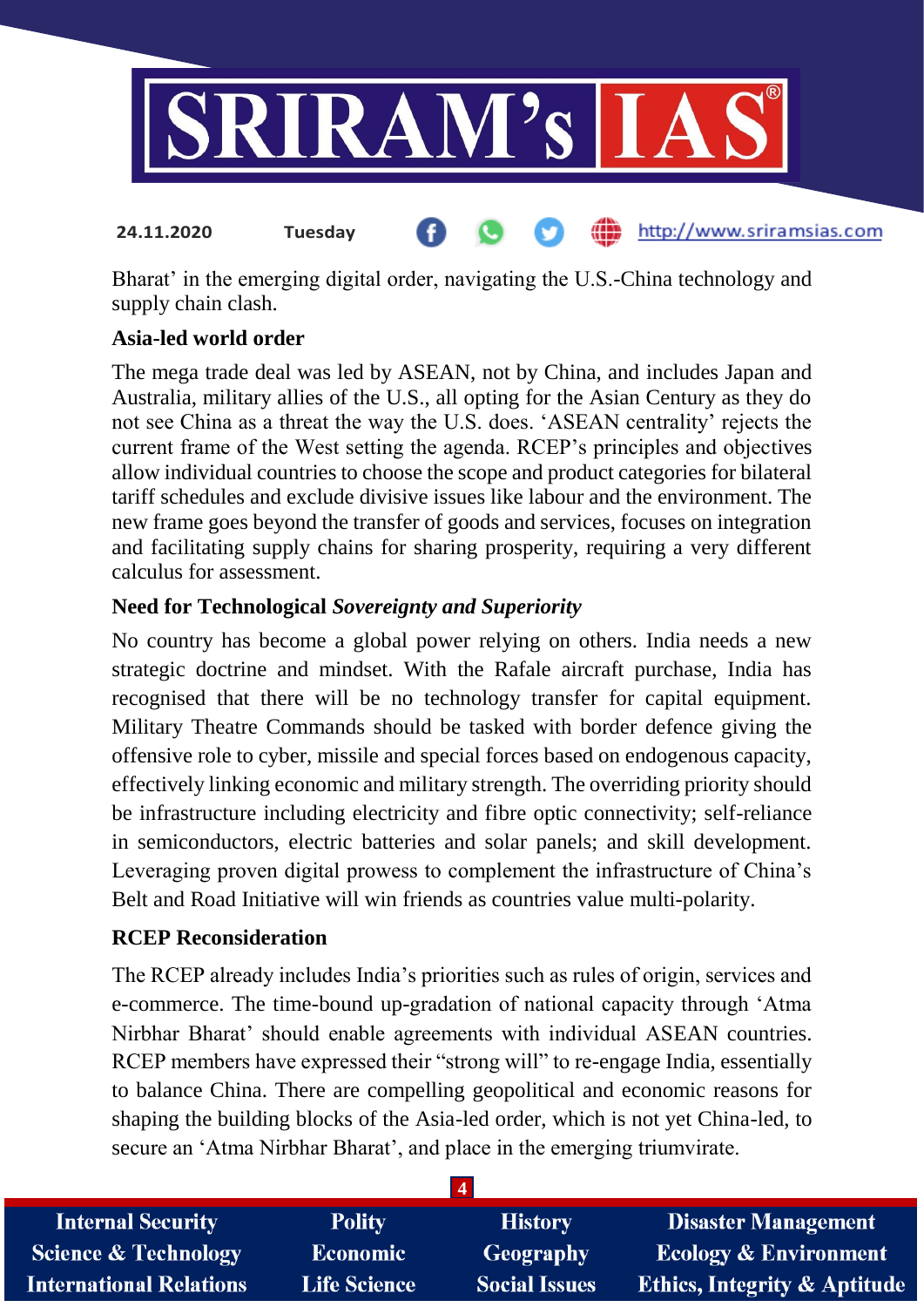Bharat' in the emerging digital order, navigating the U.S.-China technology and supply chain clash.

**Asia-led world order**

The mega trade deal was led by ASEAN, not by China, and includes Japan and Australia, military allies of the U.S., all opting for the Asian Century as they do not see China as a threat the way the U.S. does. 'ASEAN centrality' rejects the current frame of the West setting the agenda. RCEP's principles and objectives allow individual countries to choose the scope and product categories for bilateral tariff schedules and exclude divisive issues like labour and the environment. The new frame goes beyond the transfer of goods and services, focuses on integration and facilitating supply chains for sharing prosperity, requiring a very different calculus for assessment.

**Need for Technological *Sovereignty and Superiority***

No country has become a global power relying on others. India needs a new strategic doctrine and mindset. With the Rafale aircraft purchase, India has recognised that there will be no technology transfer for capital equipment. Military Theatre Commands should be tasked with border defence giving the offensive role to cyber, missile and special forces based on endogenous capacity, effectively linking economic and military strength. The overriding priority should be infrastructure including electricity and fibre optic connectivity; self-reliance in semiconductors, electric batteries and solar panels; and skill development. Leveraging proven digital prowess to complement the infrastructure of China's Belt and Road Initiative will win friends as countries value multi-polarity.

**RCEP Reconsideration**

The RCEP already includes India's priorities such as rules of origin, services and e-commerce. The time-bound up-gradation of national capacity through 'Atma Nirbhar Bharat' should enable agreements with individual ASEAN countries. RCEP members have expressed their "strong will" to re-engage India, essentially to balance China. There are compelling geopolitical and economic reasons for shaping the building blocks of the Asia-led order, which is not yet China-led, to secure an 'Atma Nirbhar Bharat', and place in the emerging triumvirate.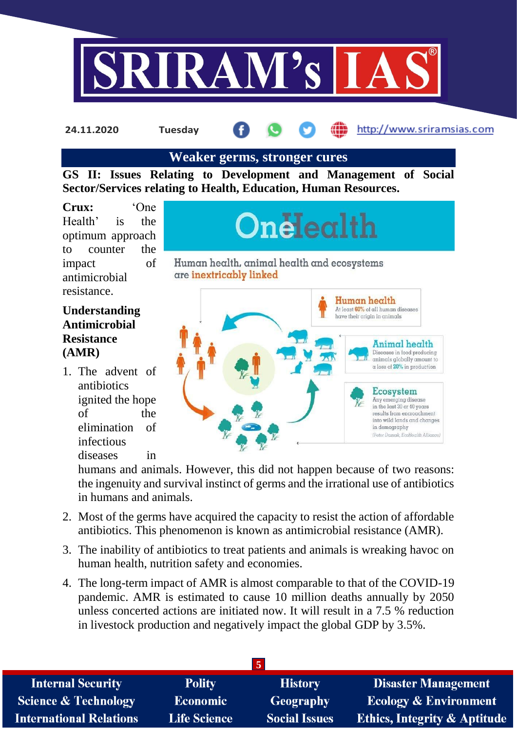## Weaker germs, stronger cures

**GS II: Issues Relating to Development and Management of Social Sector/Services relating to Health, Education, Human Resources.**

**Crux:** 'One Health' is the optimum approach to counter the impact of antimicrobial resistance.

OneHealth

Human health, animal health and ecosystems are inextricably linked

Human health: At least 60% of all human diseases have their origin in animals

Animal health: Diseases in food producing animals globally amount to a loss of 20% in production

Ecosystem: Any emerging disease in the last 30 or 40 years results from encroachment into wild lands and changes in demography (Peter Daszak, EcoHealth Alliance)

### Understanding Antimicrobial Resistance (AMR)

1. The advent of antibiotics ignited the hope of the elimination of infectious diseases in humans and animals. However, this did not happen because of two reasons: the ingenuity and survival instinct of germs and the irrational use of antibiotics in humans and animals.
2. Most of the germs have acquired the capacity to resist the action of affordable antibiotics. This phenomenon is known as antimicrobial resistance (AMR).
3. The inability of antibiotics to treat patients and animals is wreaking havoc on human health, nutrition safety and economies.
4. The long-term impact of AMR is almost comparable to that of the COVID-19 pandemic. AMR is estimated to cause 10 million deaths annually by 2050 unless concerted actions are initiated now. It will result in a 7.5 % reduction in livestock production and negatively impact the global GDP by 3.5%.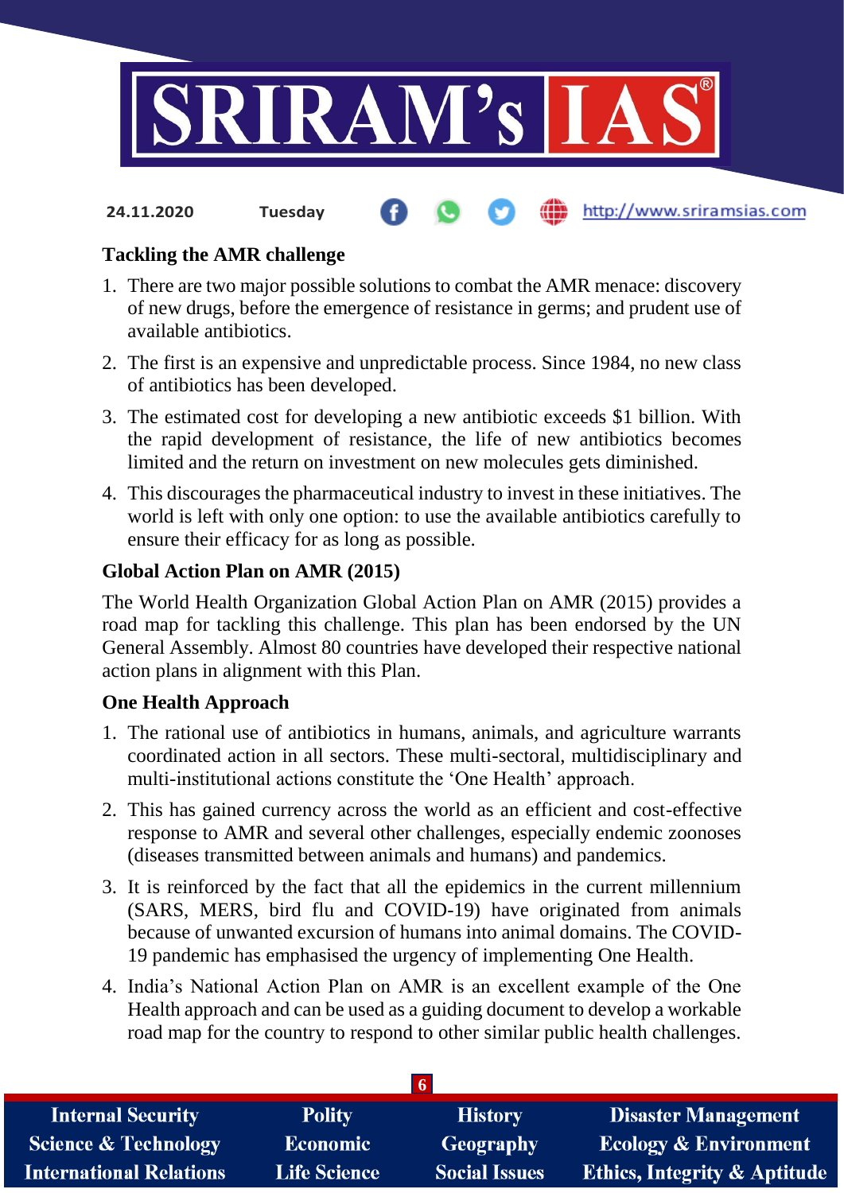### Tackling the AMR challenge

1. There are two major possible solutions to combat the AMR menace: discovery of new drugs, before the emergence of resistance in germs; and prudent use of available antibiotics.
2. The first is an expensive and unpredictable process. Since 1984, no new class of antibiotics has been developed.
3. The estimated cost for developing a new antibiotic exceeds $1 billion. With the rapid development of resistance, the life of new antibiotics becomes limited and the return on investment on new molecules gets diminished.
4. This discourages the pharmaceutical industry to invest in these initiatives. The world is left with only one option: to use the available antibiotics carefully to ensure their efficacy for as long as possible.

### Global Action Plan on AMR (2015)

The World Health Organization Global Action Plan on AMR (2015) provides a road map for tackling this challenge. This plan has been endorsed by the UN General Assembly. Almost 80 countries have developed their respective national action plans in alignment with this Plan.

### One Health Approach

1. The rational use of antibiotics in humans, animals, and agriculture warrants coordinated action in all sectors. These multi-sectoral, multidisciplinary and multi-institutional actions constitute the 'One Health' approach.
2. This has gained currency across the world as an efficient and cost-effective response to AMR and several other challenges, especially endemic zoonoses (diseases transmitted between animals and humans) and pandemics.
3. It is reinforced by the fact that all the epidemics in the current millennium (SARS, MERS, bird flu and COVID-19) have originated from animals because of unwanted excursion of humans into animal domains. The COVID-19 pandemic has emphasised the urgency of implementing One Health.
4. India's National Action Plan on AMR is an excellent example of the One Health approach and can be used as a guiding document to develop a workable road map for the country to respond to other similar public health challenges.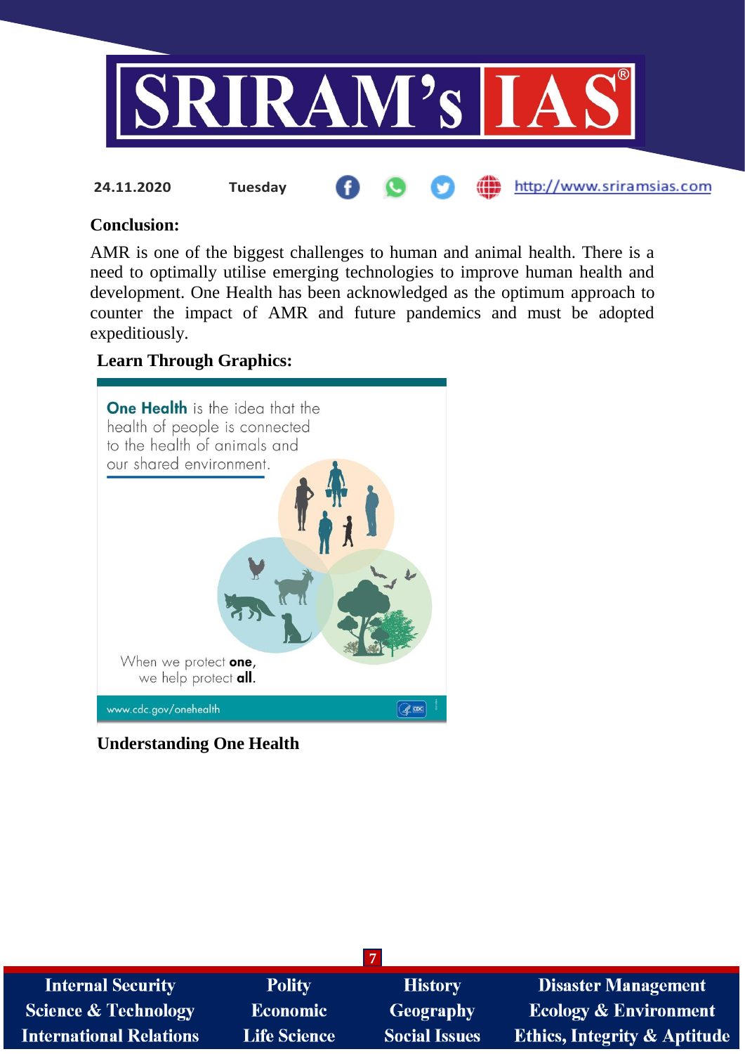**Conclusion:**

AMR is one of the biggest challenges to human and animal health. There is a need to optimally utilise emerging technologies to improve human health and development. One Health has been acknowledged as the optimum approach to counter the impact of AMR and future pandemics and must be adopted expeditiously.

**Learn Through Graphics:**

One Health is the idea that the health of people is connected to the health of animals and our shared environment.

When we protect one, we help protect all.

www.cdc.gov/onehealth

**Understanding One Health**